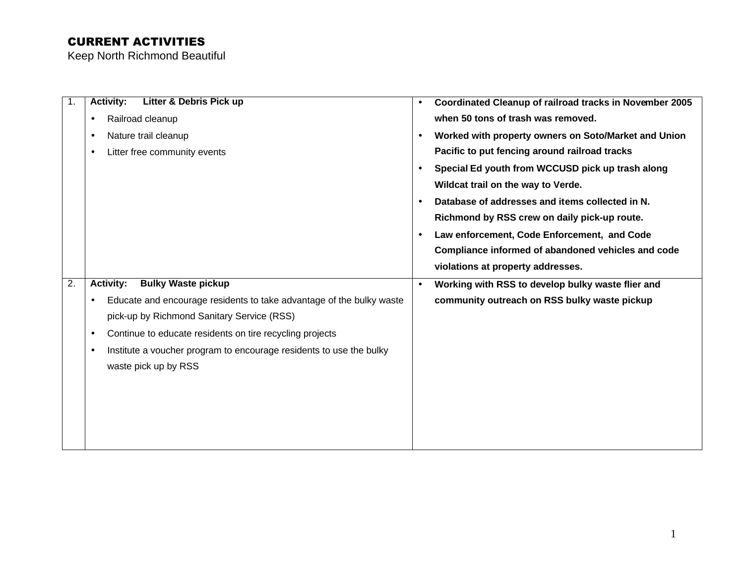# CURRENT ACTIVITIES

Keep North Richmond Beautiful

| | | |
|---|---|---|
| 1. | **Activity: Litter & Debris Pick up**<br>• Railroad cleanup<br>• Nature trail cleanup<br>• Litter free community events | • **Coordinated Cleanup of railroad tracks in November 2005 when 50 tons of trash was removed.**<br>• **Worked with property owners on Soto/Market and Union Pacific to put fencing around railroad tracks**<br>• **Special Ed youth from WCCUSD pick up trash along Wildcat trail on the way to Verde.**<br>• **Database of addresses and items collected in N. Richmond by RSS crew on daily pick-up route.**<br>• **Law enforcement, Code Enforcement, and Code Compliance informed of abandoned vehicles and code violations at property addresses.** |
| 2. | **Activity: Bulky Waste pickup**<br>• Educate and encourage residents to take advantage of the bulky waste pick-up by Richmond Sanitary Service (RSS)<br>• Continue to educate residents on tire recycling projects<br>• Institute a voucher program to encourage residents to use the bulky waste pick up by RSS | • **Working with RSS to develop bulky waste flier and community outreach on RSS bulky waste pickup** |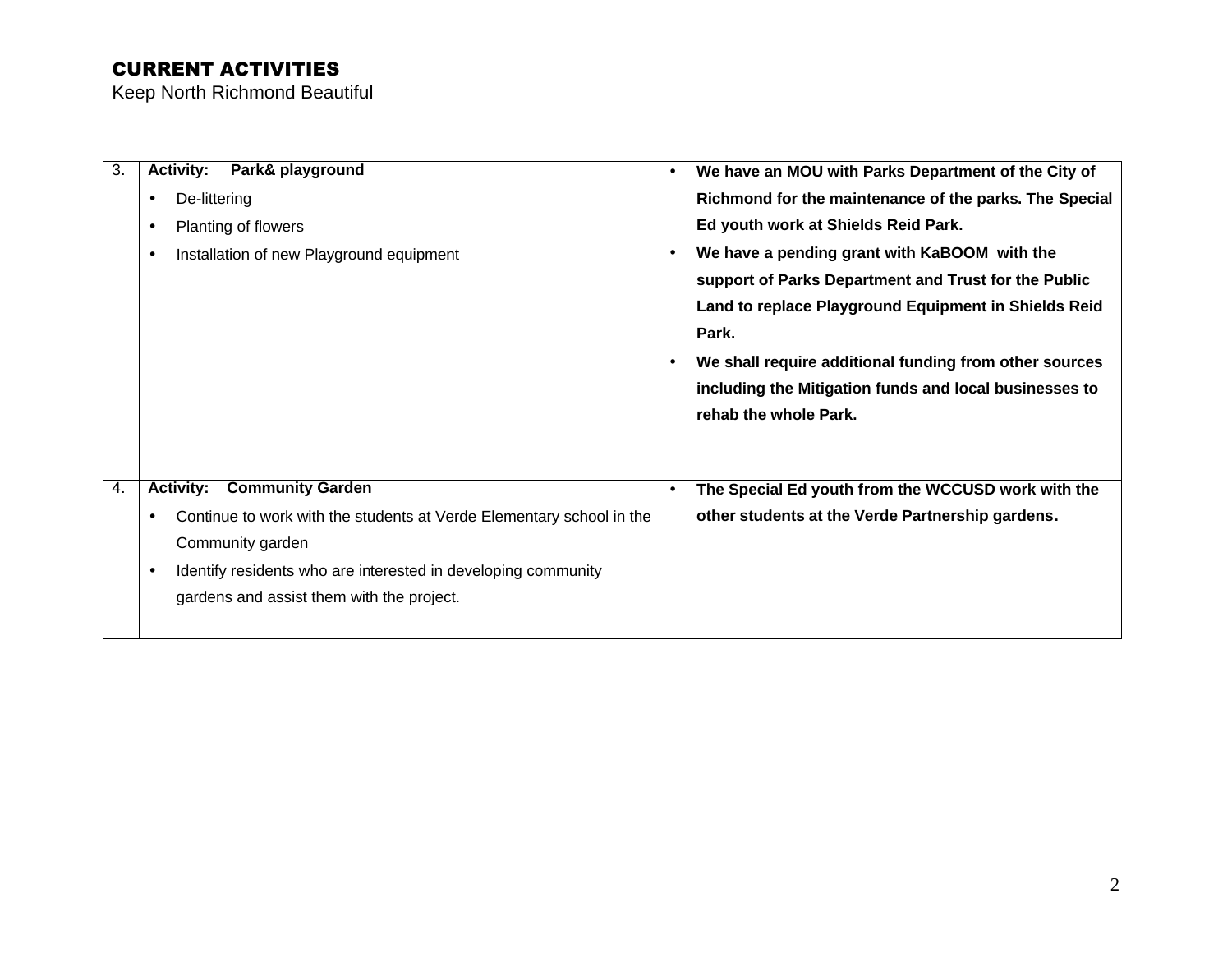# CURRENT ACTIVITIES

Keep North Richmond Beautiful

| | | |
|---|---|---|
| 3. | **Activity: Park& playground**<br>• De-littering<br>• Planting of flowers<br>• Installation of new Playground equipment | • **We have an MOU with Parks Department of the City of Richmond for the maintenance of the parks. The Special Ed youth work at Shields Reid Park.**<br>• **We have a pending grant with KaBOOM with the support of Parks Department and Trust for the Public Land to replace Playground Equipment in Shields Reid Park.**<br>• **We shall require additional funding from other sources including the Mitigation funds and local businesses to rehab the whole Park.** |
| 4. | **Activity: Community Garden**<br>• Continue to work with the students at Verde Elementary school in the Community garden<br>• Identify residents who are interested in developing community gardens and assist them with the project. | • **The Special Ed youth from the WCCUSD work with the other students at the Verde Partnership gardens.** |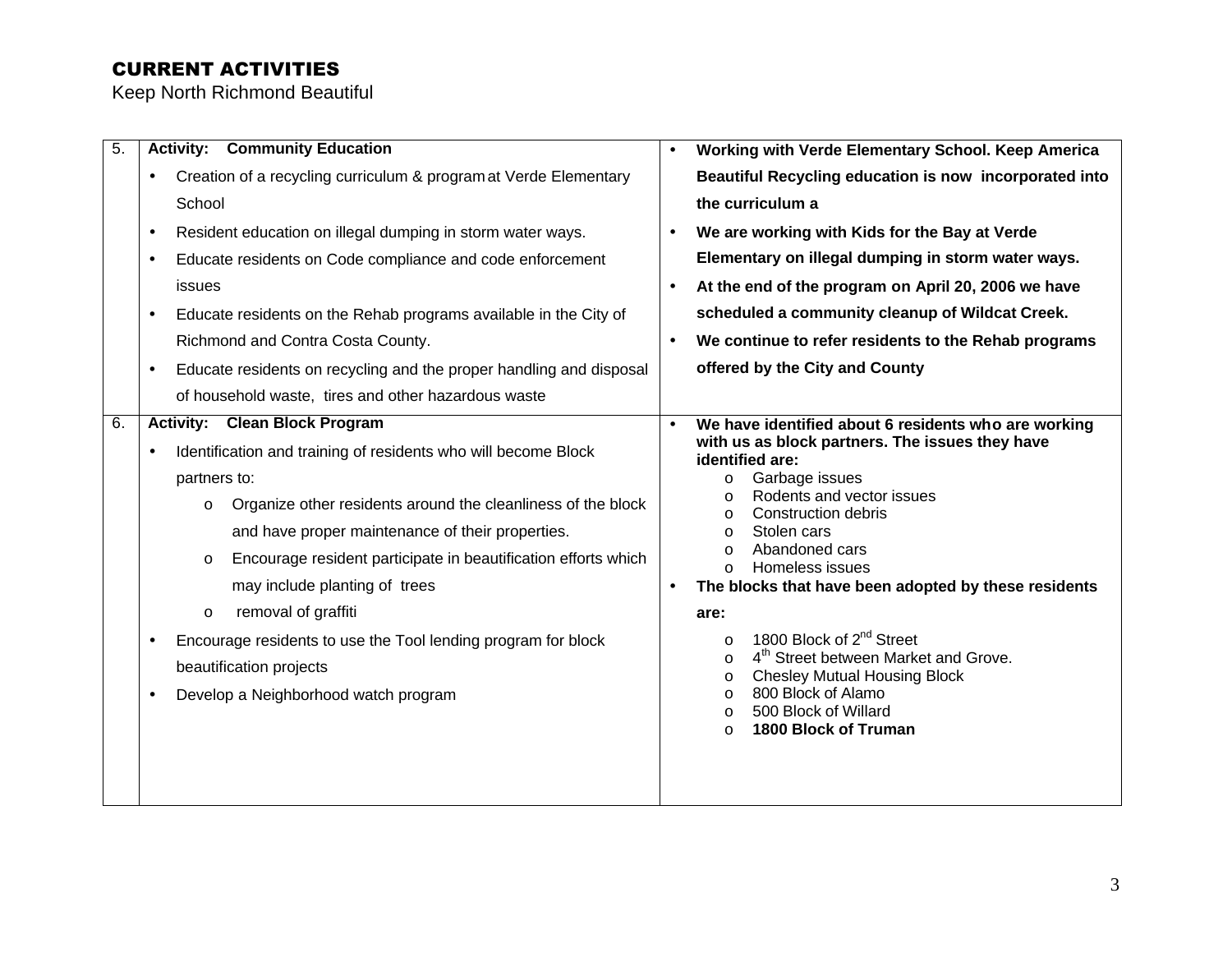## CURRENT ACTIVITIES

Keep North Richmond Beautiful

| | | |
|---|---|---|
| 5. | **Activity: Community Education**<br>• Creation of a recycling curriculum & program at Verde Elementary School<br>• Resident education on illegal dumping in storm water ways.<br>• Educate residents on Code compliance and code enforcement issues<br>• Educate residents on the Rehab programs available in the City of Richmond and Contra Costa County.<br>• Educate residents on recycling and the proper handling and disposal of household waste, tires and other hazardous waste | • **Working with Verde Elementary School. Keep America Beautiful Recycling education is now incorporated into the curriculum a**<br>• **We are working with Kids for the Bay at Verde Elementary on illegal dumping in storm water ways.**<br>• **At the end of the program on April 20, 2006 we have scheduled a community cleanup of Wildcat Creek.**<br>• **We continue to refer residents to the Rehab programs offered by the City and County** |
| 6. | **Activity: Clean Block Program**<br>• Identification and training of residents who will become Block partners to:<br>&nbsp;&nbsp;o Organize other residents around the cleanliness of the block and have proper maintenance of their properties.<br>&nbsp;&nbsp;o Encourage resident participate in beautification efforts which may include planting of trees<br>&nbsp;&nbsp;o removal of graffiti<br>• Encourage residents to use the Tool lending program for block beautification projects<br>• Develop a Neighborhood watch program | • **We have identified about 6 residents who are working with us as block partners. The issues they have identified are:**<br>&nbsp;&nbsp;o Garbage issues<br>&nbsp;&nbsp;o Rodents and vector issues<br>&nbsp;&nbsp;o Construction debris<br>&nbsp;&nbsp;o Stolen cars<br>&nbsp;&nbsp;o Abandoned cars<br>&nbsp;&nbsp;o Homeless issues<br>• **The blocks that have been adopted by these residents are:**<br>&nbsp;&nbsp;o 1800 Block of 2nd Street<br>&nbsp;&nbsp;o 4th Street between Market and Grove.<br>&nbsp;&nbsp;o Chesley Mutual Housing Block<br>&nbsp;&nbsp;o 800 Block of Alamo<br>&nbsp;&nbsp;o 500 Block of Willard<br>&nbsp;&nbsp;o **1800 Block of Truman** |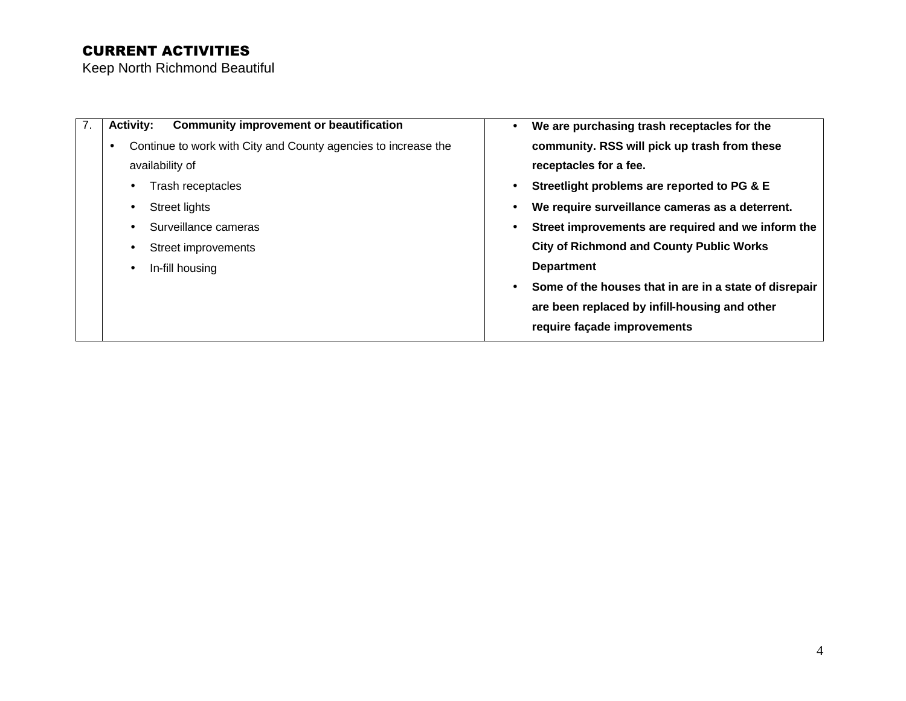## CURRENT ACTIVITIES

Keep North Richmond Beautiful

| | | |
|---|---|---|
| 7. | **Activity: Community improvement or beautification**<br>• Continue to work with City and County agencies to increase the availability of<br>• Trash receptacles<br>• Street lights<br>• Surveillance cameras<br>• Street improvements<br>• In-fill housing | • **We are purchasing trash receptacles for the community. RSS will pick up trash from these receptacles for a fee.**<br>• **Streetlight problems are reported to PG & E**<br>• **We require surveillance cameras as a deterrent.**<br>• **Street improvements are required and we inform the City of Richmond and County Public Works Department**<br>• **Some of the houses that in are in a state of disrepair are been replaced by infill-housing and other require façade improvements** |